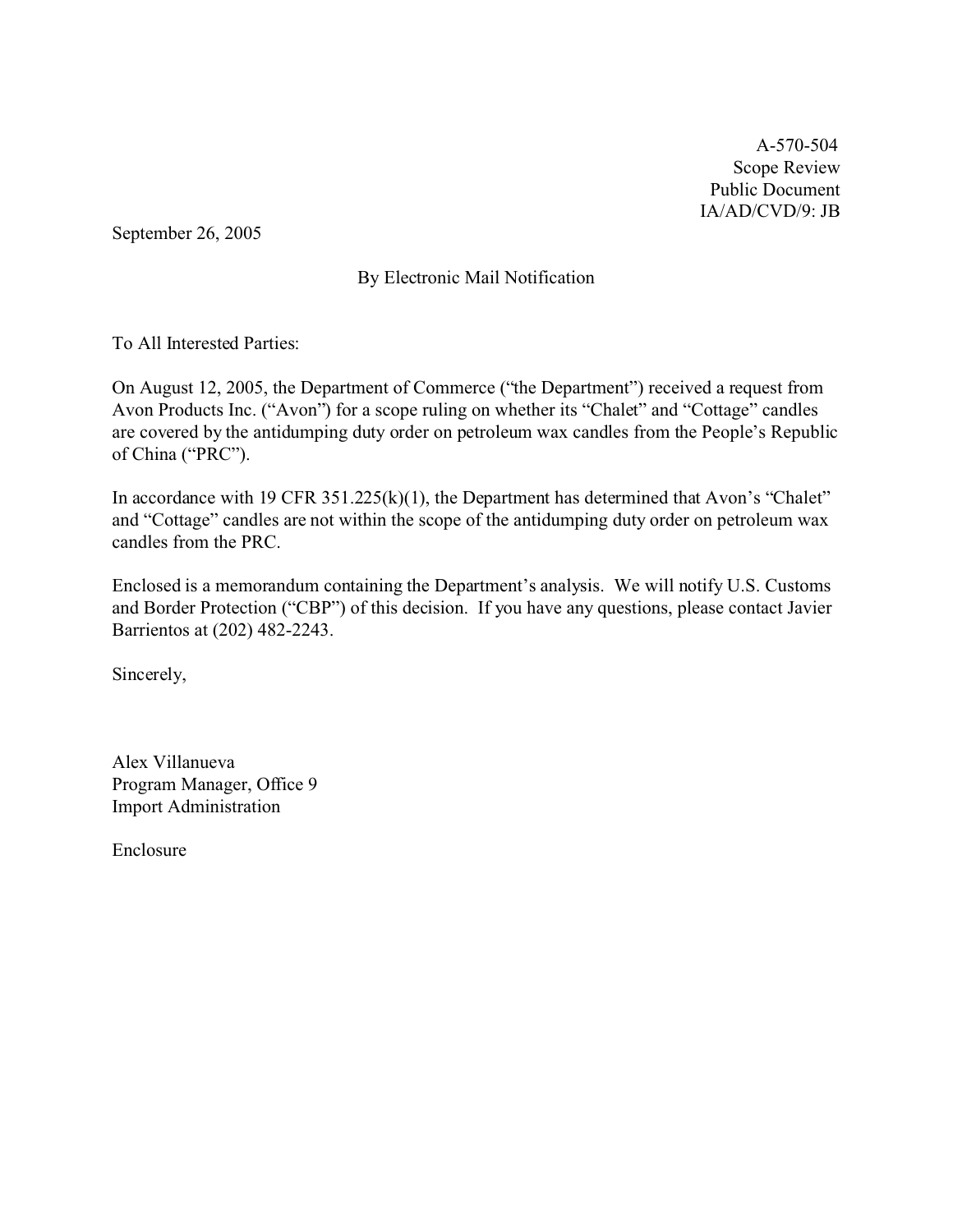A-570-504
Scope Review
Public Document
IA/AD/CVD/9: JB

September 26, 2005

By Electronic Mail Notification

To All Interested Parties:

On August 12, 2005, the Department of Commerce ("the Department") received a request from Avon Products Inc. ("Avon") for a scope ruling on whether its "Chalet" and "Cottage" candles are covered by the antidumping duty order on petroleum wax candles from the People's Republic of China ("PRC").

In accordance with 19 CFR 351.225(k)(1), the Department has determined that Avon's "Chalet" and "Cottage" candles are not within the scope of the antidumping duty order on petroleum wax candles from the PRC.

Enclosed is a memorandum containing the Department's analysis. We will notify U.S. Customs and Border Protection ("CBP") of this decision. If you have any questions, please contact Javier Barrientos at (202) 482-2243.

Sincerely,

Alex Villanueva
Program Manager, Office 9
Import Administration

Enclosure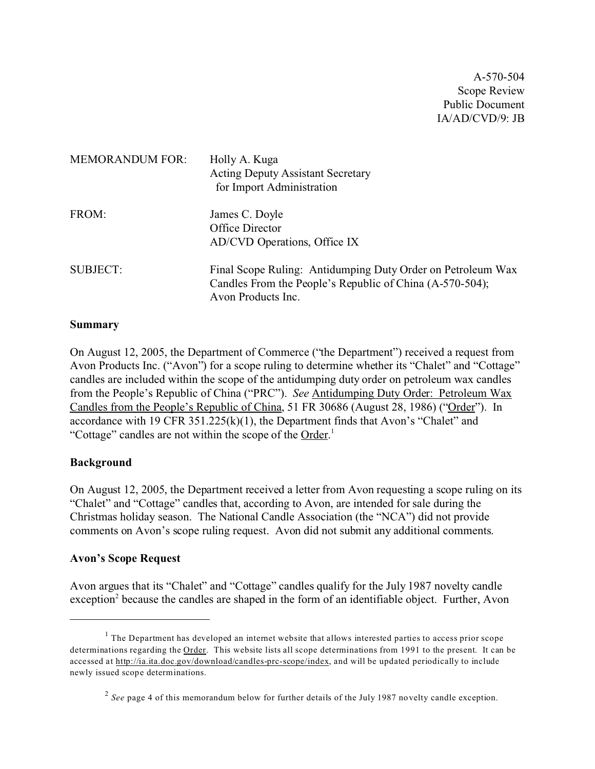A-570-504
Scope Review
Public Document
IA/AD/CVD/9: JB

MEMORANDUM FOR: Holly A. Kuga
Acting Deputy Assistant Secretary
for Import Administration

FROM: James C. Doyle
Office Director
AD/CVD Operations, Office IX

SUBJECT: Final Scope Ruling: Antidumping Duty Order on Petroleum Wax Candles From the People's Republic of China (A-570-504); Avon Products Inc.

## Summary

On August 12, 2005, the Department of Commerce ("the Department") received a request from Avon Products Inc. ("Avon") for a scope ruling to determine whether its "Chalet" and "Cottage" candles are included within the scope of the antidumping duty order on petroleum wax candles from the People's Republic of China ("PRC"). *See* Antidumping Duty Order: Petroleum Wax Candles from the People's Republic of China, 51 FR 30686 (August 28, 1986) ("Order"). In accordance with 19 CFR 351.225(k)(1), the Department finds that Avon's "Chalet" and "Cottage" candles are not within the scope of the Order.[1]

## Background

On August 12, 2005, the Department received a letter from Avon requesting a scope ruling on its "Chalet" and "Cottage" candles that, according to Avon, are intended for sale during the Christmas holiday season. The National Candle Association (the "NCA") did not provide comments on Avon's scope ruling request. Avon did not submit any additional comments.

## Avon's Scope Request

Avon argues that its "Chalet" and "Cottage" candles qualify for the July 1987 novelty candle exception[2] because the candles are shaped in the form of an identifiable object. Further, Avon

---

[1] The Department has developed an internet website that allows interested parties to access prior scope determinations regarding the Order. This website lists all scope determinations from 1991 to the present. It can be accessed at http://ia.ita.doc.gov/download/candles-prc-scope/index, and will be updated periodically to include newly issued scope determinations.

[2] *See* page 4 of this memorandum below for further details of the July 1987 novelty candle exception.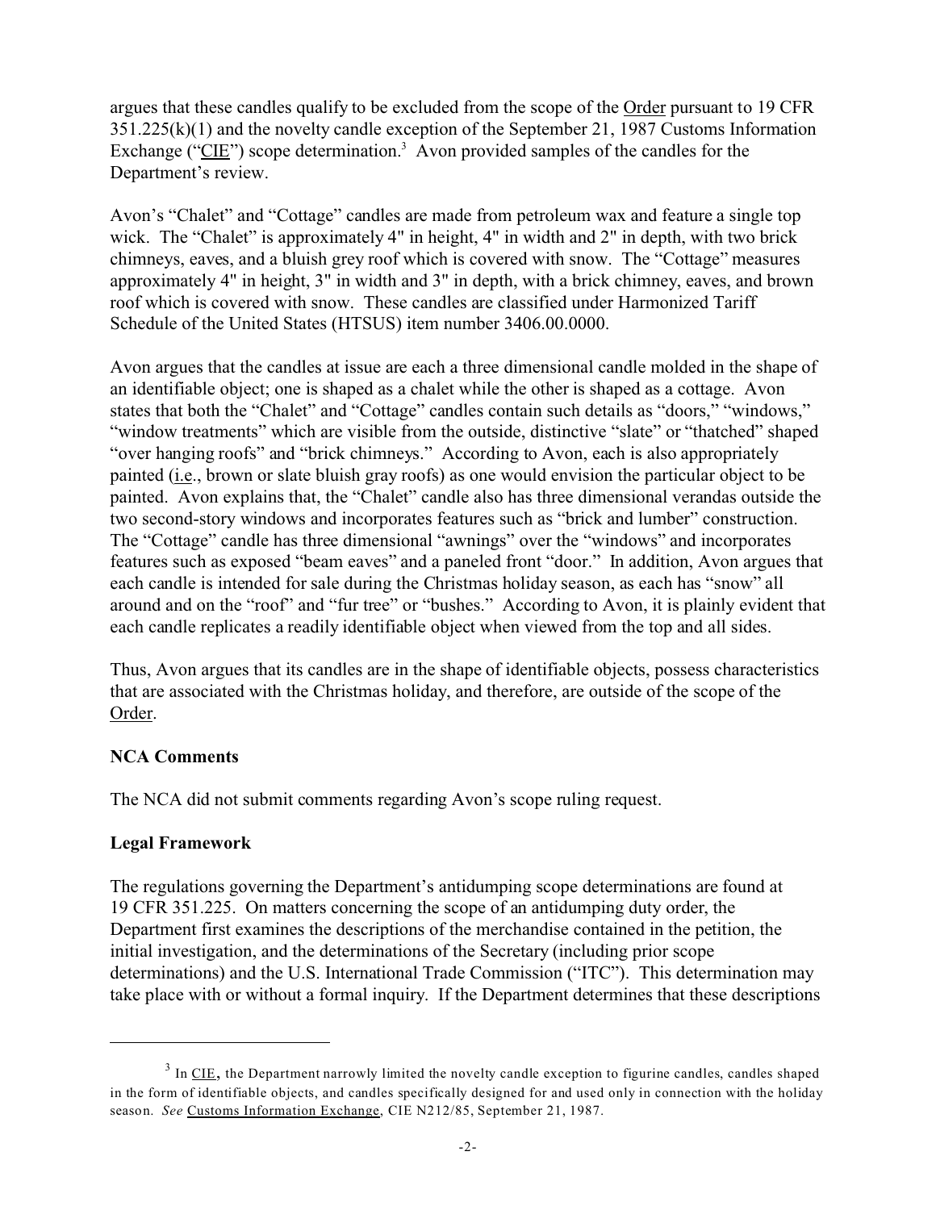argues that these candles qualify to be excluded from the scope of the Order pursuant to 19 CFR 351.225(k)(1) and the novelty candle exception of the September 21, 1987 Customs Information Exchange ("CIE") scope determination.[3] Avon provided samples of the candles for the Department's review.

Avon's "Chalet" and "Cottage" candles are made from petroleum wax and feature a single top wick. The "Chalet" is approximately 4" in height, 4" in width and 2" in depth, with two brick chimneys, eaves, and a bluish grey roof which is covered with snow. The "Cottage" measures approximately 4" in height, 3" in width and 3" in depth, with a brick chimney, eaves, and brown roof which is covered with snow. These candles are classified under Harmonized Tariff Schedule of the United States (HTSUS) item number 3406.00.0000.

Avon argues that the candles at issue are each a three dimensional candle molded in the shape of an identifiable object; one is shaped as a chalet while the other is shaped as a cottage. Avon states that both the "Chalet" and "Cottage" candles contain such details as "doors," "windows," "window treatments" which are visible from the outside, distinctive "slate" or "thatched" shaped "over hanging roofs" and "brick chimneys." According to Avon, each is also appropriately painted (i.e., brown or slate bluish gray roofs) as one would envision the particular object to be painted. Avon explains that, the "Chalet" candle also has three dimensional verandas outside the two second-story windows and incorporates features such as "brick and lumber" construction. The "Cottage" candle has three dimensional "awnings" over the "windows" and incorporates features such as exposed "beam eaves" and a paneled front "door." In addition, Avon argues that each candle is intended for sale during the Christmas holiday season, as each has "snow" all around and on the "roof" and "fur tree" or "bushes." According to Avon, it is plainly evident that each candle replicates a readily identifiable object when viewed from the top and all sides.

Thus, Avon argues that its candles are in the shape of identifiable objects, possess characteristics that are associated with the Christmas holiday, and therefore, are outside of the scope of the Order.

**NCA Comments**

The NCA did not submit comments regarding Avon's scope ruling request.

**Legal Framework**

The regulations governing the Department's antidumping scope determinations are found at 19 CFR 351.225. On matters concerning the scope of an antidumping duty order, the Department first examines the descriptions of the merchandise contained in the petition, the initial investigation, and the determinations of the Secretary (including prior scope determinations) and the U.S. International Trade Commission ("ITC"). This determination may take place with or without a formal inquiry. If the Department determines that these descriptions

---

[3] In CIE, the Department narrowly limited the novelty candle exception to figurine candles, candles shaped in the form of identifiable objects, and candles specifically designed for and used only in connection with the holiday season. *See* Customs Information Exchange, CIE N212/85, September 21, 1987.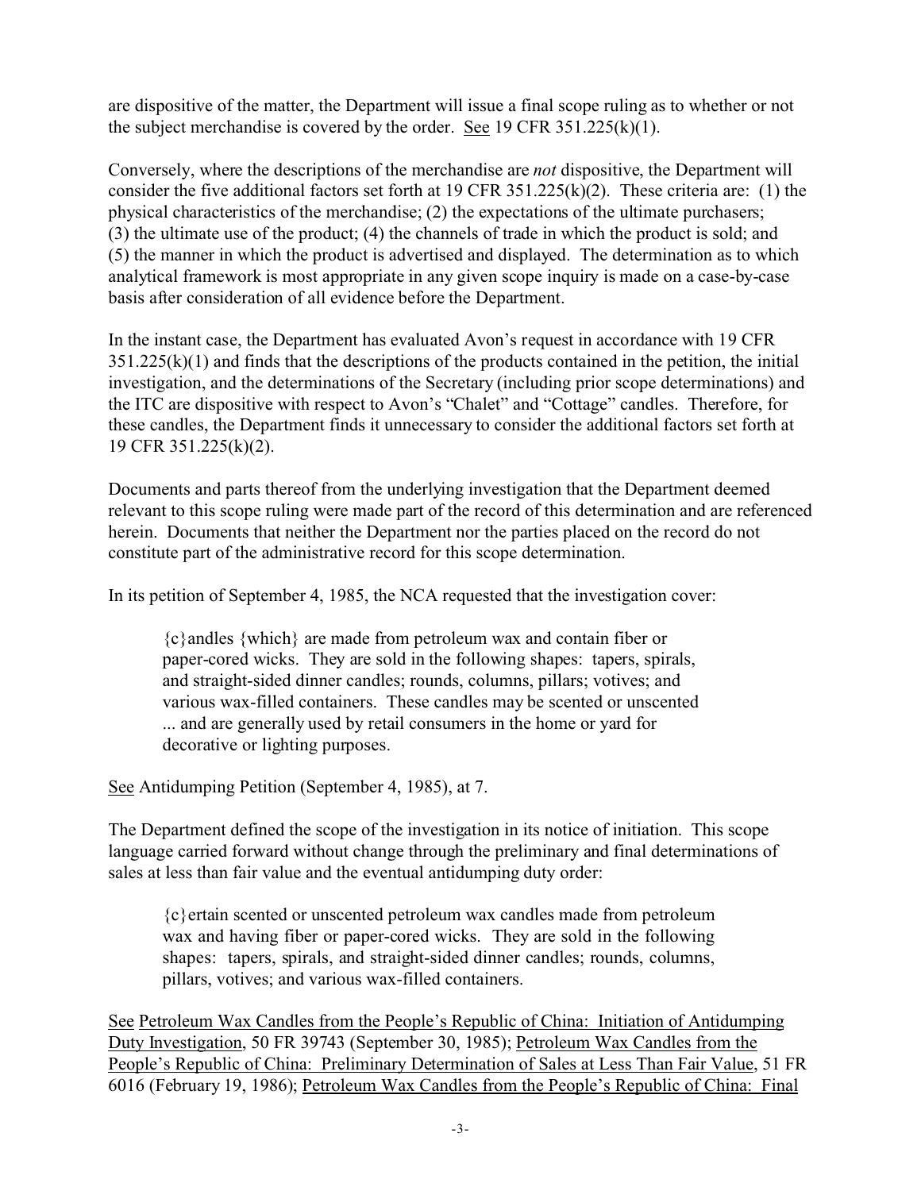are dispositive of the matter, the Department will issue a final scope ruling as to whether or not the subject merchandise is covered by the order. See 19 CFR 351.225(k)(1).

Conversely, where the descriptions of the merchandise are *not* dispositive, the Department will consider the five additional factors set forth at 19 CFR 351.225(k)(2). These criteria are: (1) the physical characteristics of the merchandise; (2) the expectations of the ultimate purchasers; (3) the ultimate use of the product; (4) the channels of trade in which the product is sold; and (5) the manner in which the product is advertised and displayed. The determination as to which analytical framework is most appropriate in any given scope inquiry is made on a case-by-case basis after consideration of all evidence before the Department.

In the instant case, the Department has evaluated Avon's request in accordance with 19 CFR 351.225(k)(1) and finds that the descriptions of the products contained in the petition, the initial investigation, and the determinations of the Secretary (including prior scope determinations) and the ITC are dispositive with respect to Avon's "Chalet" and "Cottage" candles. Therefore, for these candles, the Department finds it unnecessary to consider the additional factors set forth at 19 CFR 351.225(k)(2).

Documents and parts thereof from the underlying investigation that the Department deemed relevant to this scope ruling were made part of the record of this determination and are referenced herein. Documents that neither the Department nor the parties placed on the record do not constitute part of the administrative record for this scope determination.

In its petition of September 4, 1985, the NCA requested that the investigation cover:

> {c}andles {which} are made from petroleum wax and contain fiber or paper-cored wicks. They are sold in the following shapes: tapers, spirals, and straight-sided dinner candles; rounds, columns, pillars; votives; and various wax-filled containers. These candles may be scented or unscented ... and are generally used by retail consumers in the home or yard for decorative or lighting purposes.

See Antidumping Petition (September 4, 1985), at 7.

The Department defined the scope of the investigation in its notice of initiation. This scope language carried forward without change through the preliminary and final determinations of sales at less than fair value and the eventual antidumping duty order:

> {c}ertain scented or unscented petroleum wax candles made from petroleum wax and having fiber or paper-cored wicks. They are sold in the following shapes: tapers, spirals, and straight-sided dinner candles; rounds, columns, pillars, votives; and various wax-filled containers.

See Petroleum Wax Candles from the People's Republic of China: Initiation of Antidumping Duty Investigation, 50 FR 39743 (September 30, 1985); Petroleum Wax Candles from the People's Republic of China: Preliminary Determination of Sales at Less Than Fair Value, 51 FR 6016 (February 19, 1986); Petroleum Wax Candles from the People's Republic of China: Final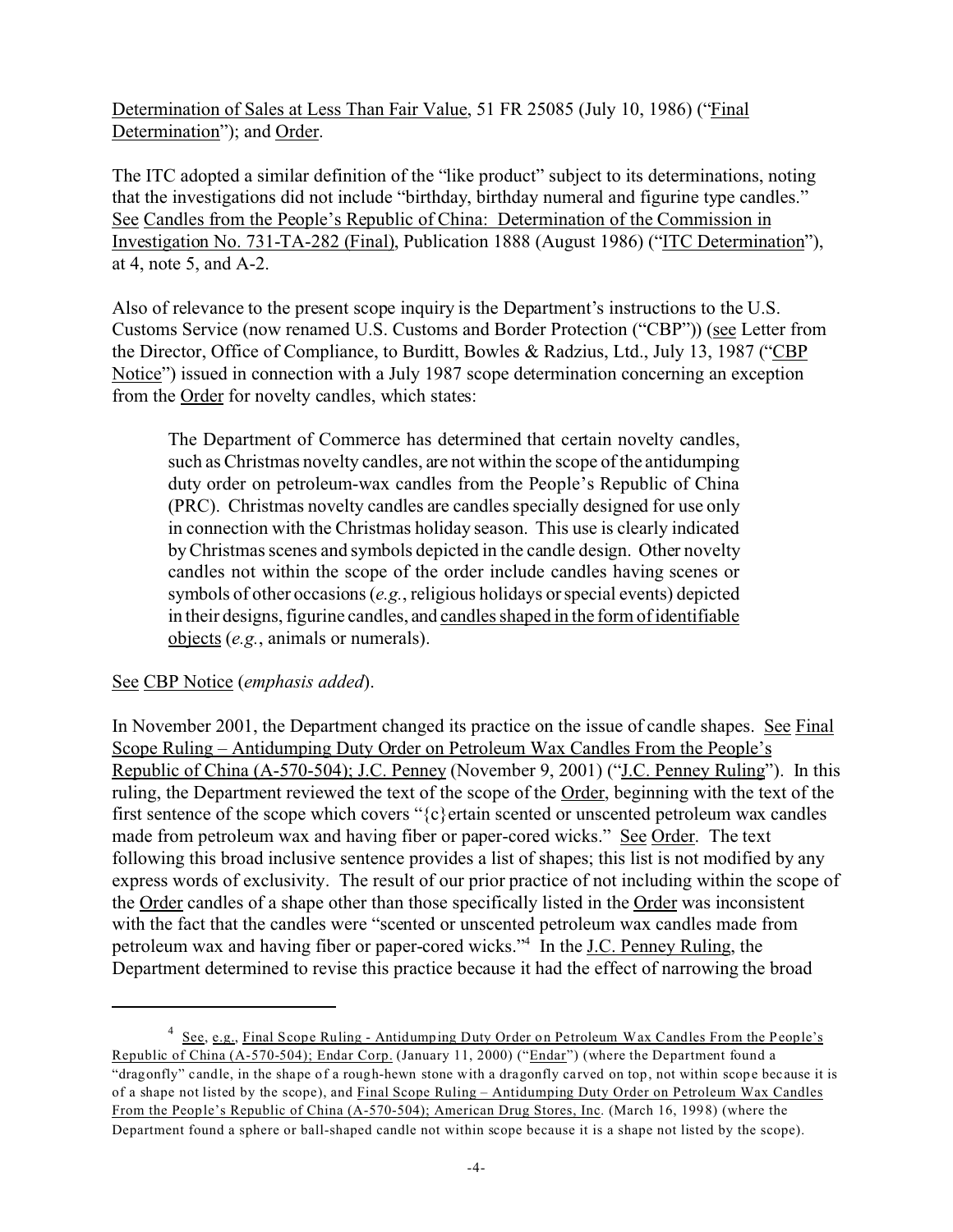Determination of Sales at Less Than Fair Value, 51 FR 25085 (July 10, 1986) ("Final Determination"); and Order.

The ITC adopted a similar definition of the "like product" subject to its determinations, noting that the investigations did not include "birthday, birthday numeral and figurine type candles." See Candles from the People's Republic of China: Determination of the Commission in Investigation No. 731-TA-282 (Final), Publication 1888 (August 1986) ("ITC Determination"), at 4, note 5, and A-2.

Also of relevance to the present scope inquiry is the Department's instructions to the U.S. Customs Service (now renamed U.S. Customs and Border Protection ("CBP")) (see Letter from the Director, Office of Compliance, to Burditt, Bowles & Radzius, Ltd., July 13, 1987 ("CBP Notice") issued in connection with a July 1987 scope determination concerning an exception from the Order for novelty candles, which states:

> The Department of Commerce has determined that certain novelty candles, such as Christmas novelty candles, are not within the scope of the antidumping duty order on petroleum-wax candles from the People's Republic of China (PRC). Christmas novelty candles are candles specially designed for use only in connection with the Christmas holiday season. This use is clearly indicated by Christmas scenes and symbols depicted in the candle design. Other novelty candles not within the scope of the order include candles having scenes or symbols of other occasions (*e.g.*, religious holidays or special events) depicted in their designs, figurine candles, and candles shaped in the form of identifiable objects (*e.g.*, animals or numerals).

See CBP Notice (*emphasis added*).

In November 2001, the Department changed its practice on the issue of candle shapes. See Final Scope Ruling – Antidumping Duty Order on Petroleum Wax Candles From the People's Republic of China (A-570-504); J.C. Penney (November 9, 2001) ("J.C. Penney Ruling"). In this ruling, the Department reviewed the text of the scope of the Order, beginning with the text of the first sentence of the scope which covers "{c}ertain scented or unscented petroleum wax candles made from petroleum wax and having fiber or paper-cored wicks." See Order. The text following this broad inclusive sentence provides a list of shapes; this list is not modified by any express words of exclusivity. The result of our prior practice of not including within the scope of the Order candles of a shape other than those specifically listed in the Order was inconsistent with the fact that the candles were "scented or unscented petroleum wax candles made from petroleum wax and having fiber or paper-cored wicks."[4] In the J.C. Penney Ruling, the Department determined to revise this practice because it had the effect of narrowing the broad

---

[4] See, e.g., Final Scope Ruling - Antidumping Duty Order on Petroleum Wax Candles From the People's Republic of China (A-570-504); Endar Corp. (January 11, 2000) ("Endar") (where the Department found a "dragonfly" candle, in the shape of a rough-hewn stone with a dragonfly carved on top, not within scope because it is of a shape not listed by the scope), and Final Scope Ruling – Antidumping Duty Order on Petroleum Wax Candles From the People's Republic of China (A-570-504); American Drug Stores, Inc. (March 16, 1998) (where the Department found a sphere or ball-shaped candle not within scope because it is a shape not listed by the scope).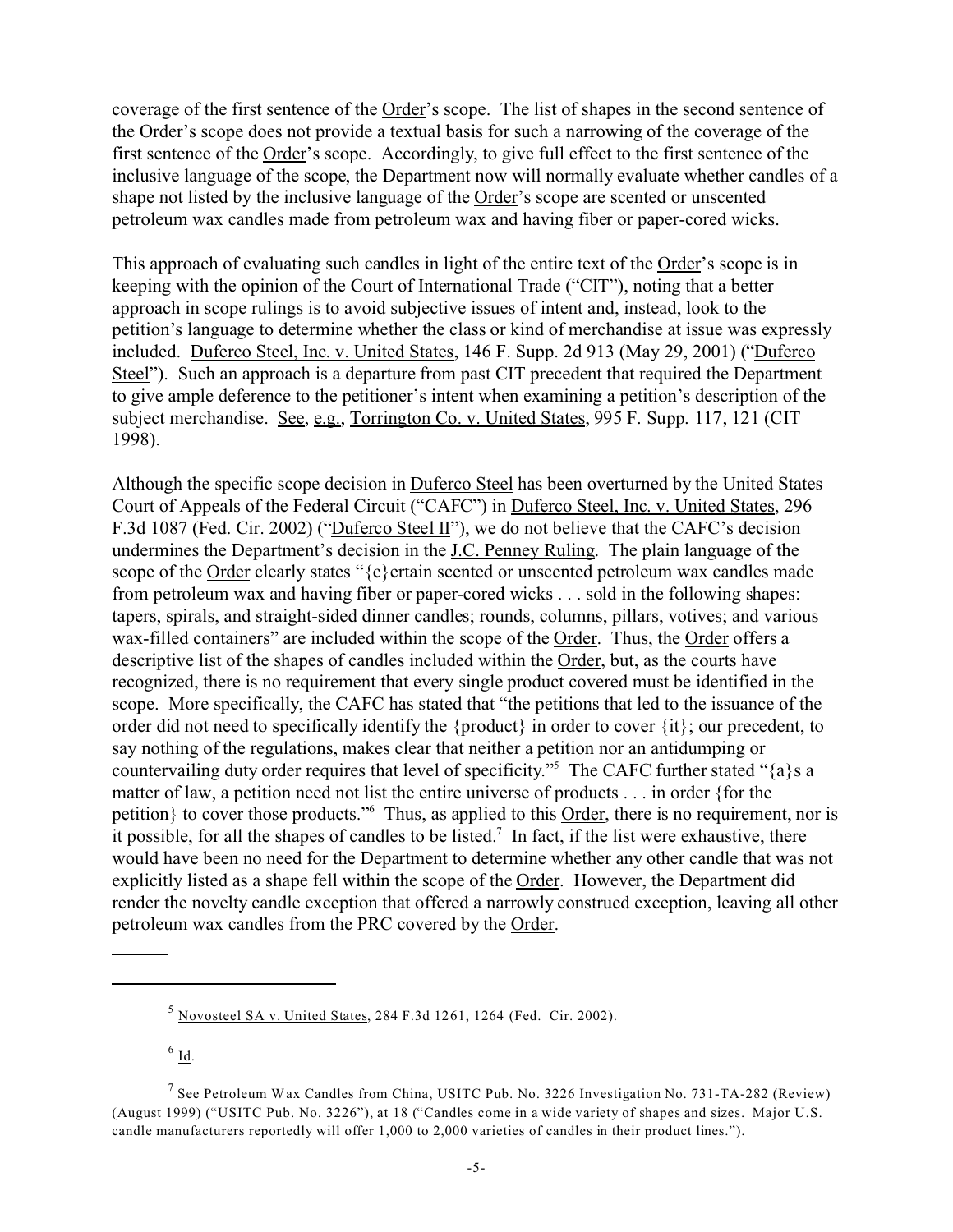coverage of the first sentence of the Order's scope. The list of shapes in the second sentence of the Order's scope does not provide a textual basis for such a narrowing of the coverage of the first sentence of the Order's scope. Accordingly, to give full effect to the first sentence of the inclusive language of the scope, the Department now will normally evaluate whether candles of a shape not listed by the inclusive language of the Order's scope are scented or unscented petroleum wax candles made from petroleum wax and having fiber or paper-cored wicks.

This approach of evaluating such candles in light of the entire text of the Order's scope is in keeping with the opinion of the Court of International Trade ("CIT"), noting that a better approach in scope rulings is to avoid subjective issues of intent and, instead, look to the petition's language to determine whether the class or kind of merchandise at issue was expressly included. Duferco Steel, Inc. v. United States, 146 F. Supp. 2d 913 (May 29, 2001) ("Duferco Steel"). Such an approach is a departure from past CIT precedent that required the Department to give ample deference to the petitioner's intent when examining a petition's description of the subject merchandise. See, e.g., Torrington Co. v. United States, 995 F. Supp. 117, 121 (CIT 1998).

Although the specific scope decision in Duferco Steel has been overturned by the United States Court of Appeals of the Federal Circuit ("CAFC") in Duferco Steel, Inc. v. United States, 296 F.3d 1087 (Fed. Cir. 2002) ("Duferco Steel II"), we do not believe that the CAFC's decision undermines the Department's decision in the J.C. Penney Ruling. The plain language of the scope of the Order clearly states "{c}ertain scented or unscented petroleum wax candles made from petroleum wax and having fiber or paper-cored wicks . . . sold in the following shapes: tapers, spirals, and straight-sided dinner candles; rounds, columns, pillars, votives; and various wax-filled containers" are included within the scope of the Order. Thus, the Order offers a descriptive list of the shapes of candles included within the Order, but, as the courts have recognized, there is no requirement that every single product covered must be identified in the scope. More specifically, the CAFC has stated that "the petitions that led to the issuance of the order did not need to specifically identify the {product} in order to cover {it}; our precedent, to say nothing of the regulations, makes clear that neither a petition nor an antidumping or countervailing duty order requires that level of specificity."[5] The CAFC further stated "{a}s a matter of law, a petition need not list the entire universe of products . . . in order {for the petition} to cover those products."[6] Thus, as applied to this Order, there is no requirement, nor is it possible, for all the shapes of candles to be listed.[7] In fact, if the list were exhaustive, there would have been no need for the Department to determine whether any other candle that was not explicitly listed as a shape fell within the scope of the Order. However, the Department did render the novelty candle exception that offered a narrowly construed exception, leaving all other petroleum wax candles from the PRC covered by the Order.

---

[5] Novosteel SA v. United States, 284 F.3d 1261, 1264 (Fed. Cir. 2002).

[6] Id.

[7] See Petroleum Wax Candles from China, USITC Pub. No. 3226 Investigation No. 731-TA-282 (Review) (August 1999) ("USITC Pub. No. 3226"), at 18 ("Candles come in a wide variety of shapes and sizes. Major U.S. candle manufacturers reportedly will offer 1,000 to 2,000 varieties of candles in their product lines.").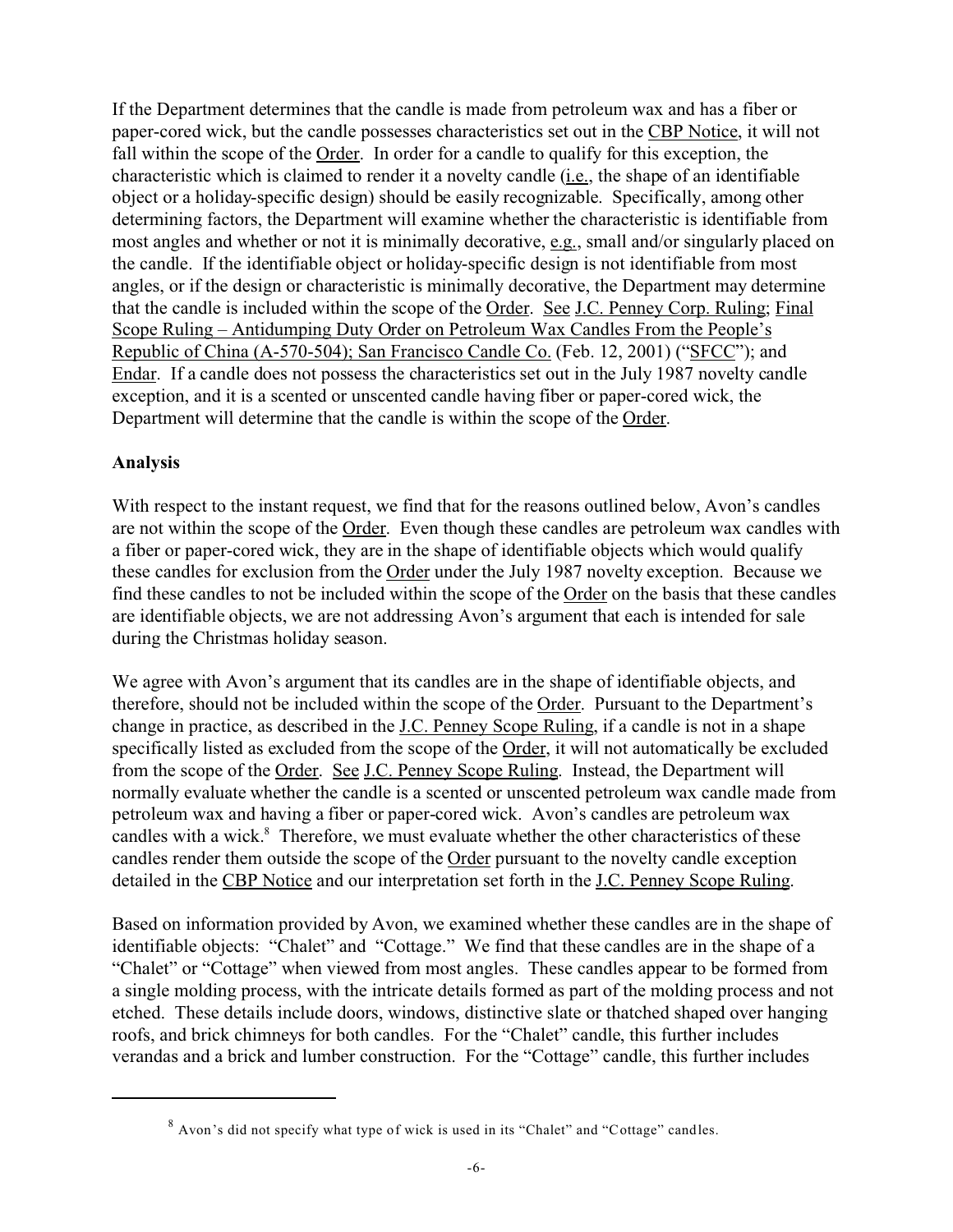If the Department determines that the candle is made from petroleum wax and has a fiber or paper-cored wick, but the candle possesses characteristics set out in the CBP Notice, it will not fall within the scope of the Order. In order for a candle to qualify for this exception, the characteristic which is claimed to render it a novelty candle (i.e., the shape of an identifiable object or a holiday-specific design) should be easily recognizable. Specifically, among other determining factors, the Department will examine whether the characteristic is identifiable from most angles and whether or not it is minimally decorative, e.g., small and/or singularly placed on the candle. If the identifiable object or holiday-specific design is not identifiable from most angles, or if the design or characteristic is minimally decorative, the Department may determine that the candle is included within the scope of the Order. See J.C. Penney Corp. Ruling; Final Scope Ruling – Antidumping Duty Order on Petroleum Wax Candles From the People's Republic of China (A-570-504); San Francisco Candle Co. (Feb. 12, 2001) ("SFCC"); and Endar. If a candle does not possess the characteristics set out in the July 1987 novelty candle exception, and it is a scented or unscented candle having fiber or paper-cored wick, the Department will determine that the candle is within the scope of the Order.

**Analysis**

With respect to the instant request, we find that for the reasons outlined below, Avon's candles are not within the scope of the Order. Even though these candles are petroleum wax candles with a fiber or paper-cored wick, they are in the shape of identifiable objects which would qualify these candles for exclusion from the Order under the July 1987 novelty exception. Because we find these candles to not be included within the scope of the Order on the basis that these candles are identifiable objects, we are not addressing Avon's argument that each is intended for sale during the Christmas holiday season.

We agree with Avon's argument that its candles are in the shape of identifiable objects, and therefore, should not be included within the scope of the Order. Pursuant to the Department's change in practice, as described in the J.C. Penney Scope Ruling, if a candle is not in a shape specifically listed as excluded from the scope of the Order, it will not automatically be excluded from the scope of the Order. See J.C. Penney Scope Ruling. Instead, the Department will normally evaluate whether the candle is a scented or unscented petroleum wax candle made from petroleum wax and having a fiber or paper-cored wick. Avon's candles are petroleum wax candles with a wick.[8] Therefore, we must evaluate whether the other characteristics of these candles render them outside the scope of the Order pursuant to the novelty candle exception detailed in the CBP Notice and our interpretation set forth in the J.C. Penney Scope Ruling.

Based on information provided by Avon, we examined whether these candles are in the shape of identifiable objects: "Chalet" and "Cottage." We find that these candles are in the shape of a "Chalet" or "Cottage" when viewed from most angles. These candles appear to be formed from a single molding process, with the intricate details formed as part of the molding process and not etched. These details include doors, windows, distinctive slate or thatched shaped over hanging roofs, and brick chimneys for both candles. For the "Chalet" candle, this further includes verandas and a brick and lumber construction. For the "Cottage" candle, this further includes

[8] Avon's did not specify what type of wick is used in its "Chalet" and "Cottage" candles.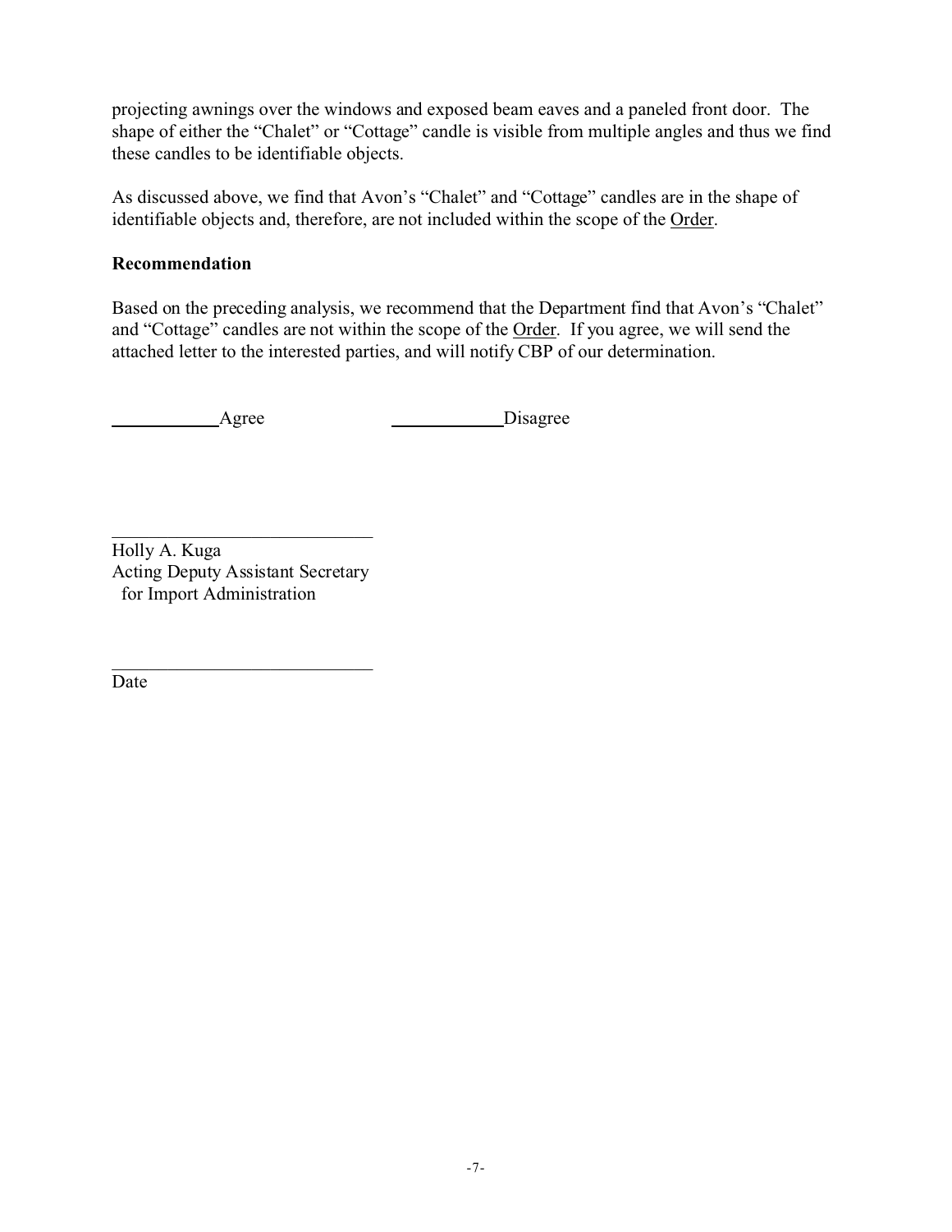projecting awnings over the windows and exposed beam eaves and a paneled front door. The shape of either the "Chalet" or "Cottage" candle is visible from multiple angles and thus we find these candles to be identifiable objects.

As discussed above, we find that Avon's "Chalet" and "Cottage" candles are in the shape of identifiable objects and, therefore, are not included within the scope of the Order.

**Recommendation**

Based on the preceding analysis, we recommend that the Department find that Avon's "Chalet" and "Cottage" candles are not within the scope of the Order. If you agree, we will send the attached letter to the interested parties, and will notify CBP of our determination.

\_\_\_\_\_\_\_\_\_\_\_\_ Agree　　　　　　\_\_\_\_\_\_\_\_\_\_\_\_ Disagree

\_\_\_\_\_\_\_\_\_\_\_\_\_\_\_\_\_\_\_\_\_\_\_\_\_\_\_\_\_\_

Holly A. Kuga  
Acting Deputy Assistant Secretary  
for Import Administration

\_\_\_\_\_\_\_\_\_\_\_\_\_\_\_\_\_\_\_\_\_\_\_\_\_\_\_\_\_\_

Date